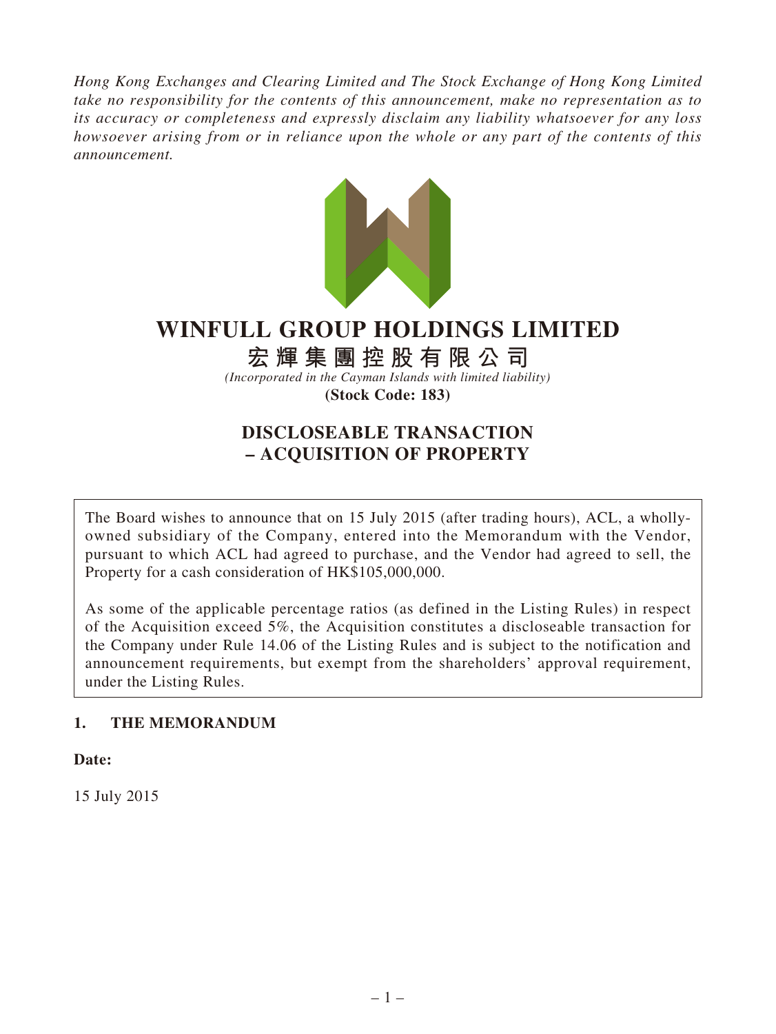*Hong Kong Exchanges and Clearing Limited and The Stock Exchange of Hong Kong Limited take no responsibility for the contents of this announcement, make no representation as to its accuracy or completeness and expressly disclaim any liability whatsoever for any loss howsoever arising from or in reliance upon the whole or any part of the contents of this announcement.*

# WINFULL GROUP HOLDINGS LIMITED

# 宏輝集團控股有限公司

*(Incorporated in the Cayman Islands with limited liability)*

**(Stock Code: 183)**

## DISCLOSEABLE TRANSACTION
## – ACQUISITION OF PROPERTY

The Board wishes to announce that on 15 July 2015 (after trading hours), ACL, a wholly-owned subsidiary of the Company, entered into the Memorandum with the Vendor, pursuant to which ACL had agreed to purchase, and the Vendor had agreed to sell, the Property for a cash consideration of HK$105,000,000.

As some of the applicable percentage ratios (as defined in the Listing Rules) in respect of the Acquisition exceed 5%, the Acquisition constitutes a discloseable transaction for the Company under Rule 14.06 of the Listing Rules and is subject to the notification and announcement requirements, but exempt from the shareholders' approval requirement, under the Listing Rules.

### 1. THE MEMORANDUM

**Date:**

15 July 2015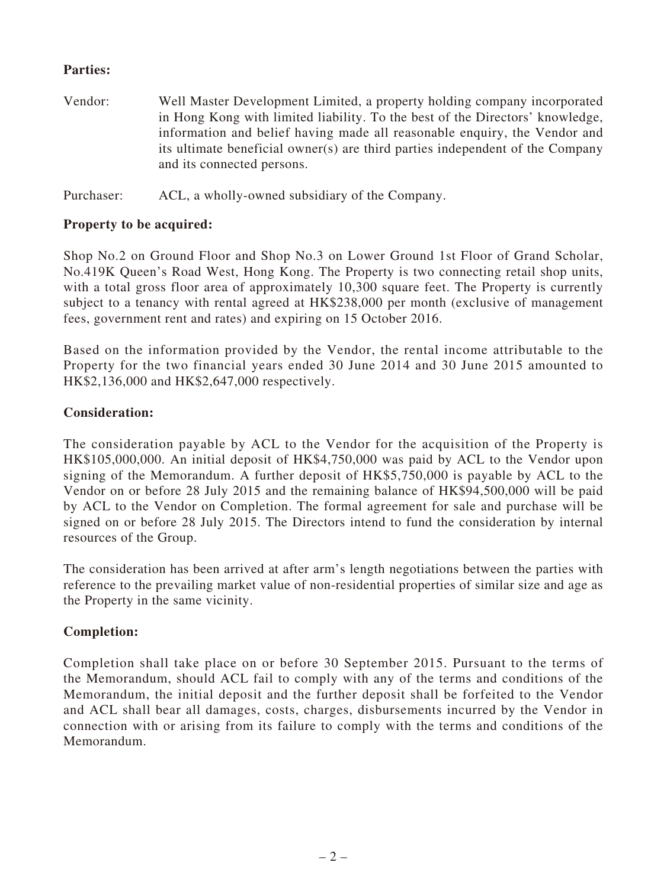**Parties:**

Vendor: Well Master Development Limited, a property holding company incorporated in Hong Kong with limited liability. To the best of the Directors' knowledge, information and belief having made all reasonable enquiry, the Vendor and its ultimate beneficial owner(s) are third parties independent of the Company and its connected persons.

Purchaser: ACL, a wholly-owned subsidiary of the Company.

**Property to be acquired:**

Shop No.2 on Ground Floor and Shop No.3 on Lower Ground 1st Floor of Grand Scholar, No.419K Queen's Road West, Hong Kong. The Property is two connecting retail shop units, with a total gross floor area of approximately 10,300 square feet. The Property is currently subject to a tenancy with rental agreed at HK$238,000 per month (exclusive of management fees, government rent and rates) and expiring on 15 October 2016.

Based on the information provided by the Vendor, the rental income attributable to the Property for the two financial years ended 30 June 2014 and 30 June 2015 amounted to HK$2,136,000 and HK$2,647,000 respectively.

**Consideration:**

The consideration payable by ACL to the Vendor for the acquisition of the Property is HK$105,000,000. An initial deposit of HK$4,750,000 was paid by ACL to the Vendor upon signing of the Memorandum. A further deposit of HK$5,750,000 is payable by ACL to the Vendor on or before 28 July 2015 and the remaining balance of HK$94,500,000 will be paid by ACL to the Vendor on Completion. The formal agreement for sale and purchase will be signed on or before 28 July 2015. The Directors intend to fund the consideration by internal resources of the Group.

The consideration has been arrived at after arm's length negotiations between the parties with reference to the prevailing market value of non-residential properties of similar size and age as the Property in the same vicinity.

**Completion:**

Completion shall take place on or before 30 September 2015. Pursuant to the terms of the Memorandum, should ACL fail to comply with any of the terms and conditions of the Memorandum, the initial deposit and the further deposit shall be forfeited to the Vendor and ACL shall bear all damages, costs, charges, disbursements incurred by the Vendor in connection with or arising from its failure to comply with the terms and conditions of the Memorandum.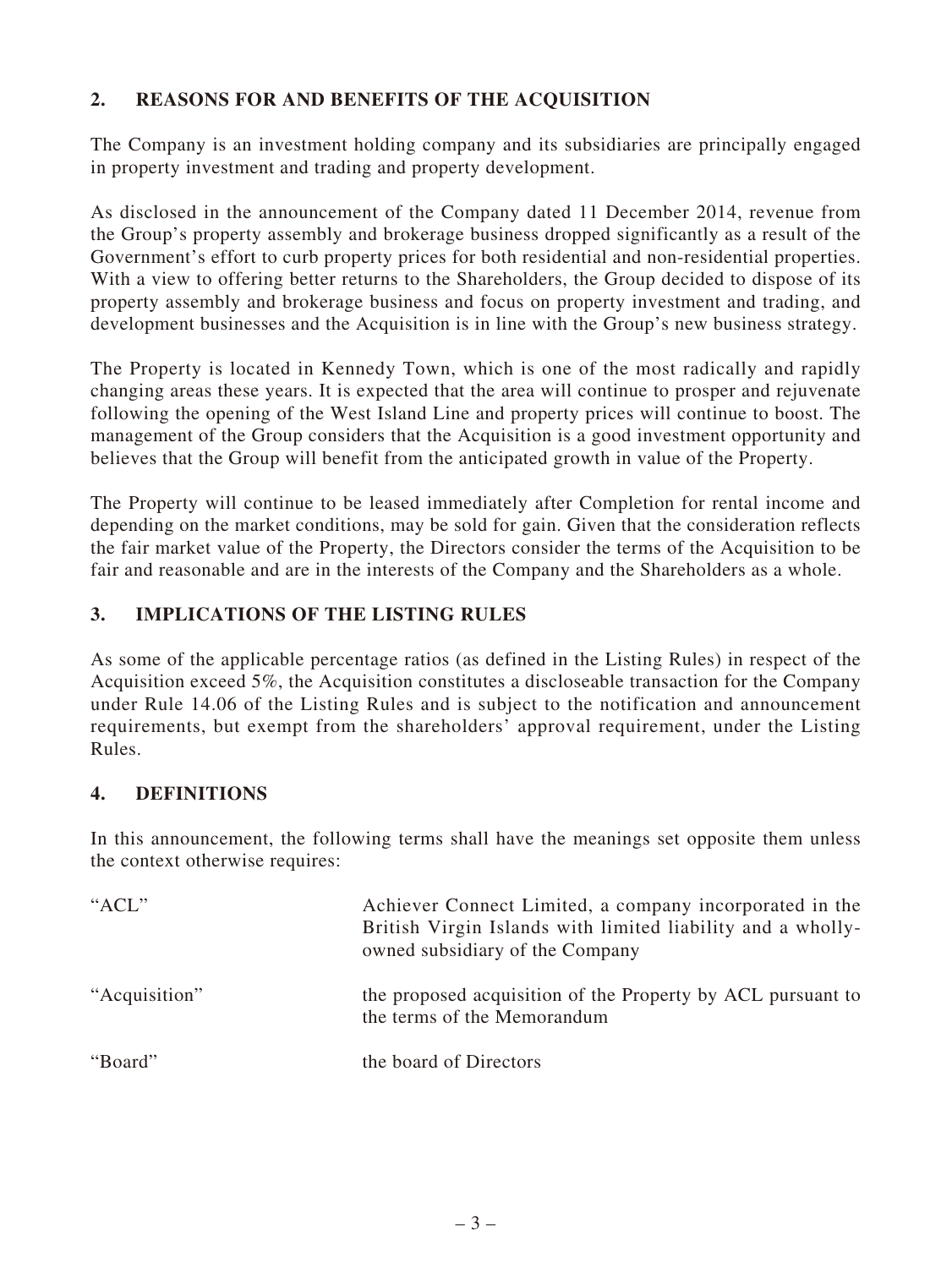## 2. REASONS FOR AND BENEFITS OF THE ACQUISITION

The Company is an investment holding company and its subsidiaries are principally engaged in property investment and trading and property development.

As disclosed in the announcement of the Company dated 11 December 2014, revenue from the Group's property assembly and brokerage business dropped significantly as a result of the Government's effort to curb property prices for both residential and non-residential properties. With a view to offering better returns to the Shareholders, the Group decided to dispose of its property assembly and brokerage business and focus on property investment and trading, and development businesses and the Acquisition is in line with the Group's new business strategy.

The Property is located in Kennedy Town, which is one of the most radically and rapidly changing areas these years. It is expected that the area will continue to prosper and rejuvenate following the opening of the West Island Line and property prices will continue to boost. The management of the Group considers that the Acquisition is a good investment opportunity and believes that the Group will benefit from the anticipated growth in value of the Property.

The Property will continue to be leased immediately after Completion for rental income and depending on the market conditions, may be sold for gain. Given that the consideration reflects the fair market value of the Property, the Directors consider the terms of the Acquisition to be fair and reasonable and are in the interests of the Company and the Shareholders as a whole.

## 3. IMPLICATIONS OF THE LISTING RULES

As some of the applicable percentage ratios (as defined in the Listing Rules) in respect of the Acquisition exceed 5%, the Acquisition constitutes a discloseable transaction for the Company under Rule 14.06 of the Listing Rules and is subject to the notification and announcement requirements, but exempt from the shareholders' approval requirement, under the Listing Rules.

## 4. DEFINITIONS

In this announcement, the following terms shall have the meanings set opposite them unless the context otherwise requires:

| | |
|---|---|
| "ACL" | Achiever Connect Limited, a company incorporated in the British Virgin Islands with limited liability and a wholly-owned subsidiary of the Company |
| "Acquisition" | the proposed acquisition of the Property by ACL pursuant to the terms of the Memorandum |
| "Board" | the board of Directors |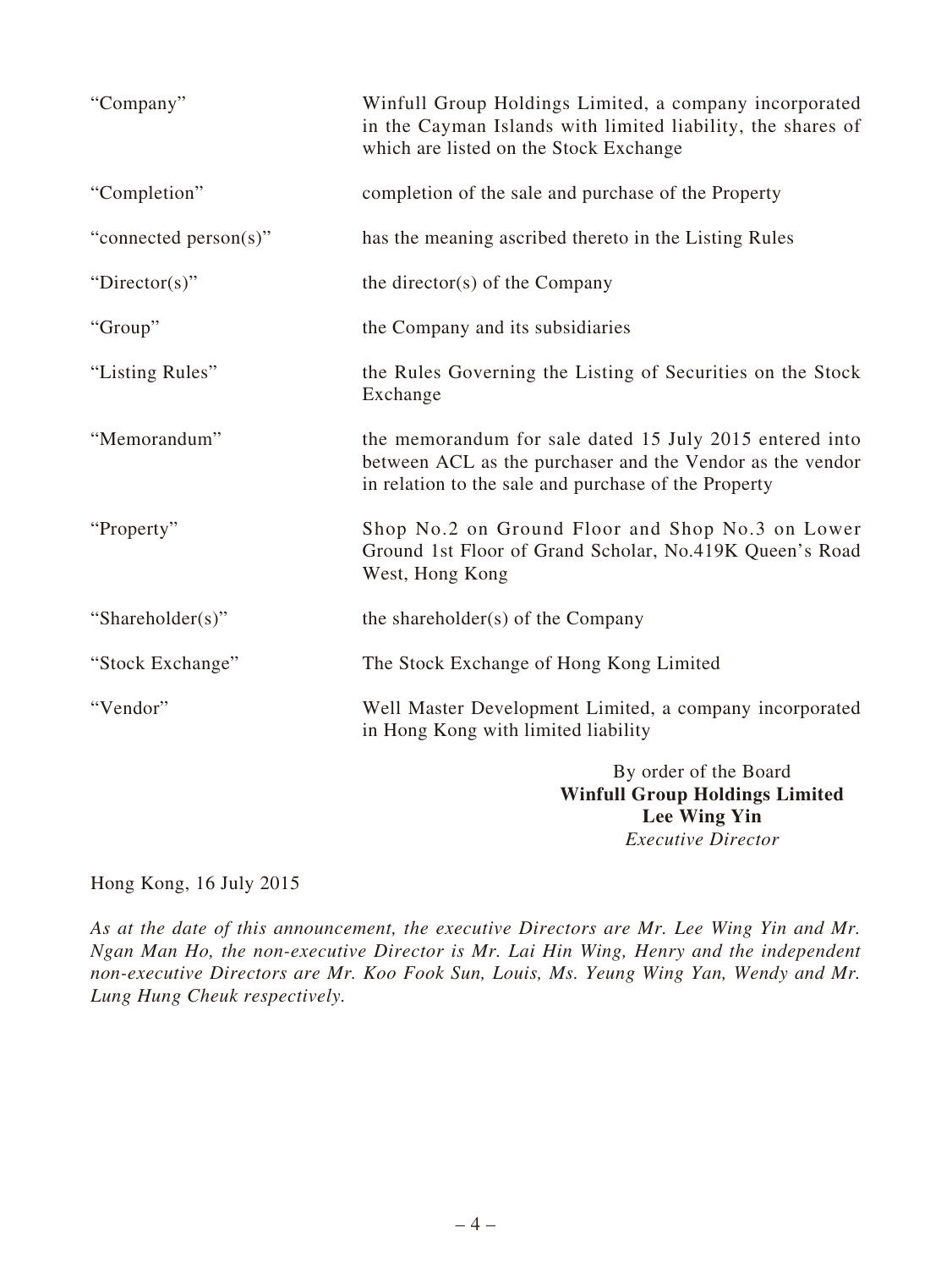| | |
|---|---|
| "Company" | Winfull Group Holdings Limited, a company incorporated in the Cayman Islands with limited liability, the shares of which are listed on the Stock Exchange |
| "Completion" | completion of the sale and purchase of the Property |
| "connected person(s)" | has the meaning ascribed thereto in the Listing Rules |
| "Director(s)" | the director(s) of the Company |
| "Group" | the Company and its subsidiaries |
| "Listing Rules" | the Rules Governing the Listing of Securities on the Stock Exchange |
| "Memorandum" | the memorandum for sale dated 15 July 2015 entered into between ACL as the purchaser and the Vendor as the vendor in relation to the sale and purchase of the Property |
| "Property" | Shop No.2 on Ground Floor and Shop No.3 on Lower Ground 1st Floor of Grand Scholar, No.419K Queen's Road West, Hong Kong |
| "Shareholder(s)" | the shareholder(s) of the Company |
| "Stock Exchange" | The Stock Exchange of Hong Kong Limited |
| "Vendor" | Well Master Development Limited, a company incorporated in Hong Kong with limited liability |

By order of the Board
**Winfull Group Holdings Limited**
**Lee Wing Yin**
*Executive Director*

Hong Kong, 16 July 2015

*As at the date of this announcement, the executive Directors are Mr. Lee Wing Yin and Mr. Ngan Man Ho, the non-executive Director is Mr. Lai Hin Wing, Henry and the independent non-executive Directors are Mr. Koo Fook Sun, Louis, Ms. Yeung Wing Yan, Wendy and Mr. Lung Hung Cheuk respectively.*